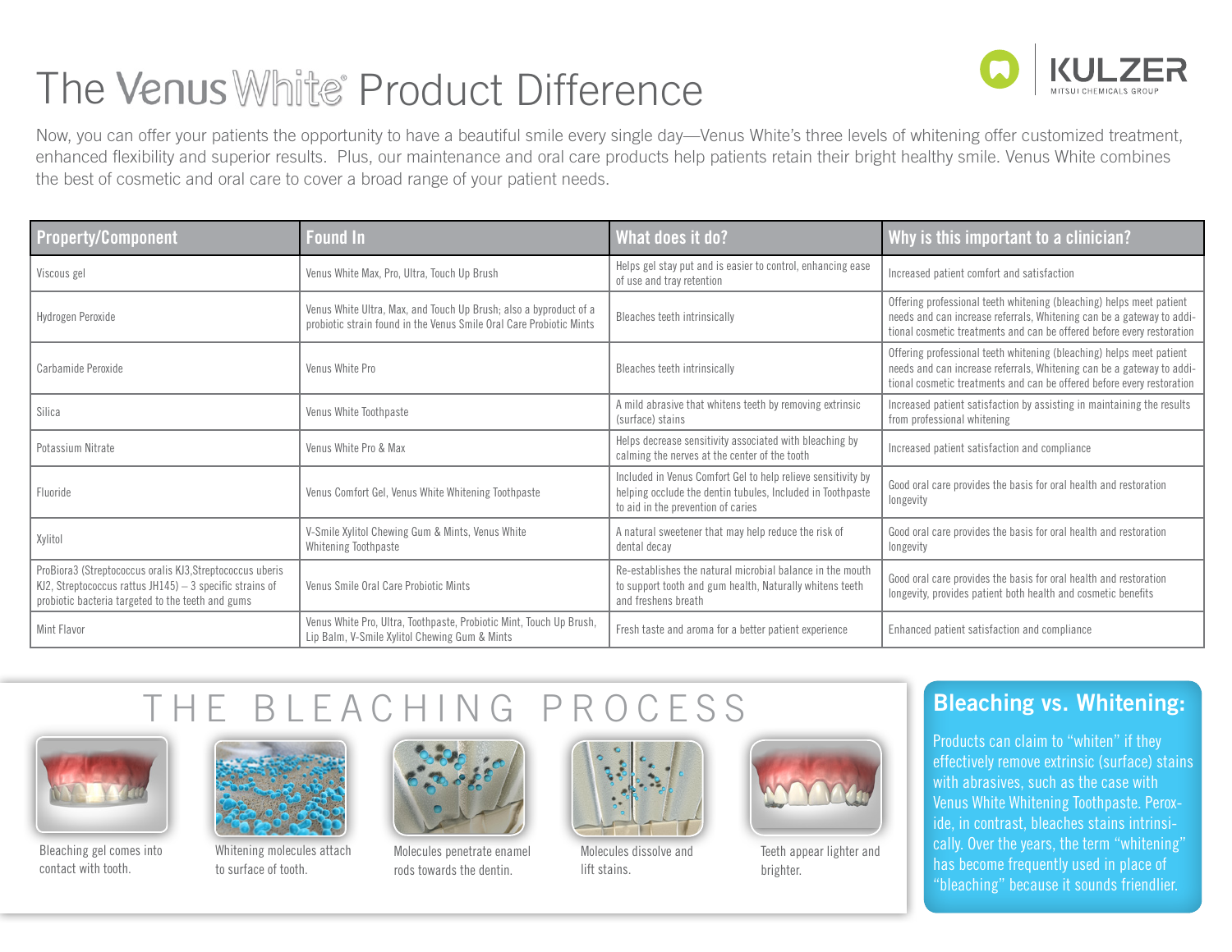# The Venus White® Product Difference

KULZER
MITSUI CHEMICALS GROUP

Now, you can offer your patients the opportunity to have a beautiful smile every single day—Venus White's three levels of whitening offer customized treatment, enhanced flexibility and superior results. Plus, our maintenance and oral care products help patients retain their bright healthy smile. Venus White combines the best of cosmetic and oral care to cover a broad range of your patient needs.

| Property/Component | Found In | What does it do? | Why is this important to a clinician? |
|---|---|---|---|
| Viscous gel | Venus White Max, Pro, Ultra, Touch Up Brush | Helps gel stay put and is easier to control, enhancing ease of use and tray retention | Increased patient comfort and satisfaction |
| Hydrogen Peroxide | Venus White Ultra, Max, and Touch Up Brush; also a byproduct of a probiotic strain found in the Venus Smile Oral Care Probiotic Mints | Bleaches teeth intrinsically | Offering professional teeth whitening (bleaching) helps meet patient needs and can increase referrals, Whitening can be a gateway to additional cosmetic treatments and can be offered before every restoration |
| Carbamide Peroxide | Venus White Pro | Bleaches teeth intrinsically | Offering professional teeth whitening (bleaching) helps meet patient needs and can increase referrals, Whitening can be a gateway to additional cosmetic treatments and can be offered before every restoration |
| Silica | Venus White Toothpaste | A mild abrasive that whitens teeth by removing extrinsic (surface) stains | Increased patient satisfaction by assisting in maintaining the results from professional whitening |
| Potassium Nitrate | Venus White Pro & Max | Helps decrease sensitivity associated with bleaching by calming the nerves at the center of the tooth | Increased patient satisfaction and compliance |
| Fluoride | Venus Comfort Gel, Venus White Whitening Toothpaste | Included in Venus Comfort Gel to help relieve sensitivity by helping occlude the dentin tubules, Included in Toothpaste to aid in the prevention of caries | Good oral care provides the basis for oral health and restoration longevity |
| Xylitol | V-Smile Xylitol Chewing Gum & Mints, Venus White Whitening Toothpaste | A natural sweetener that may help reduce the risk of dental decay | Good oral care provides the basis for oral health and restoration longevity |
| ProBiora3 (Streptococcus oralis KJ3, Streptococcus uberis KJ2, Streptococcus rattus JH145) – 3 specific strains of probiotic bacteria targeted to the teeth and gums | Venus Smile Oral Care Probiotic Mints | Re-establishes the natural microbial balance in the mouth to support tooth and gum health, Naturally whitens teeth and freshens breath | Good oral care provides the basis for oral health and restoration longevity, provides patient both health and cosmetic benefits |
| Mint Flavor | Venus White Pro, Ultra, Toothpaste, Probiotic Mint, Touch Up Brush, Lip Balm, V-Smile Xylitol Chewing Gum & Mints | Fresh taste and aroma for a better patient experience | Enhanced patient satisfaction and compliance |

## THE BLEACHING PROCESS

Bleaching gel comes into contact with tooth.

Whitening molecules attach to surface of tooth.

Molecules penetrate enamel rods towards the dentin.

Molecules dissolve and lift stains.

Teeth appear lighter and brighter.

## Bleaching vs. Whitening:

Products can claim to "whiten" if they effectively remove extrinsic (surface) stains with abrasives, such as the case with Venus White Whitening Toothpaste. Peroxide, in contrast, bleaches stains intrinsically. Over the years, the term "whitening" has become frequently used in place of "bleaching" because it sounds friendlier.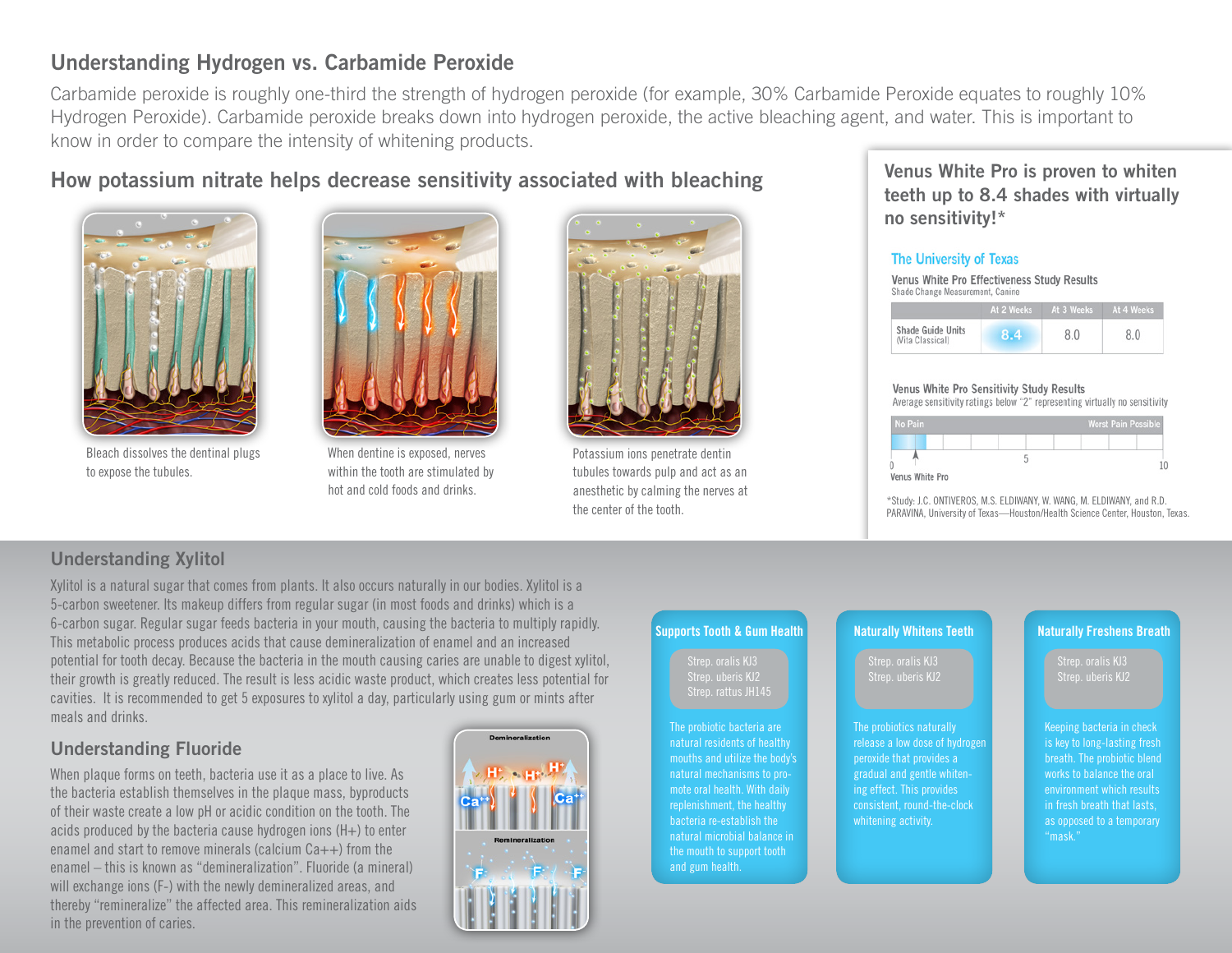## Understanding Hydrogen vs. Carbamide Peroxide

Carbamide peroxide is roughly one-third the strength of hydrogen peroxide (for example, 30% Carbamide Peroxide equates to roughly 10% Hydrogen Peroxide). Carbamide peroxide breaks down into hydrogen peroxide, the active bleaching agent, and water. This is important to know in order to compare the intensity of whitening products.

## How potassium nitrate helps decrease sensitivity associated with bleaching

Bleach dissolves the dentinal plugs to expose the tubules.

When dentine is exposed, nerves within the tooth are stimulated by hot and cold foods and drinks.

Potassium ions penetrate dentin tubules towards pulp and act as an anesthetic by calming the nerves at the center of the tooth.

### Venus White Pro is proven to whiten teeth up to 8.4 shades with virtually no sensitivity!*

**The University of Texas**

**Venus White Pro Effectiveness Study Results**

Shade Change Measurement, Canine

| | At 2 Weeks | At 3 Weeks | At 4 Weeks |
|---|---|---|---|
| Shade Guide Units (Vita Classical) | 8.4 | 8.0 | 8.0 |

**Venus White Pro Sensitivity Study Results**

Average sensitivity ratings below "2" representing virtually no sensitivity

No Pain

Worst Pain Possible

0

5

10

Venus White Pro

*Study: J.C. ONTIVEROS, M.S. ELDIWANY, W. WANG, M. ELDIWANY, and R.D. PARAVINA, University of Texas—Houston/Health Science Center, Houston, Texas.

## Understanding Xylitol

Xylitol is a natural sugar that comes from plants. It also occurs naturally in our bodies. Xylitol is a 5-carbon sweetener. Its makeup differs from regular sugar (in most foods and drinks) which is a 6-carbon sugar. Regular sugar feeds bacteria in your mouth, causing the bacteria to multiply rapidly. This metabolic process produces acids that cause demineralization of enamel and an increased potential for tooth decay. Because the bacteria in the mouth causing caries are unable to digest xylitol, their growth is greatly reduced. The result is less acidic waste product, which creates less potential for cavities. It is recommended to get 5 exposures to xylitol a day, particularly using gum or mints after meals and drinks.

## Understanding Fluoride

When plaque forms on teeth, bacteria use it as a place to live. As the bacteria establish themselves in the plaque mass, byproducts of their waste create a low pH or acidic condition on the tooth. The acids produced by the bacteria cause hydrogen ions (H+) to enter enamel and start to remove minerals (calcium Ca++) from the enamel – this is known as "demineralization". Fluoride (a mineral) will exchange ions (F-) with the newly demineralized areas, and thereby "remineralize" the affected area. This remineralization aids in the prevention of caries.

Demineralization

Remineralization

### Supports Tooth & Gum Health

Strep. oralis KJ3
Strep. uberis KJ2
Strep. rattus JH145

The probiotic bacteria are natural residents of healthy mouths and utilize the body's natural mechanisms to promote oral health. With daily replenishment, the healthy bacteria re-establish the natural microbial balance in the mouth to support tooth and gum health.

### Naturally Whitens Teeth

Strep. oralis KJ3
Strep. uberis KJ2

The probiotics naturally release a low dose of hydrogen peroxide that provides a gradual and gentle whitening effect. This provides consistent, round-the-clock whitening activity.

### Naturally Freshens Breath

Strep. oralis KJ3
Strep. uberis KJ2

Keeping bacteria in check is key to long-lasting fresh breath. The probiotic blend works to balance the oral environment which results in fresh breath that lasts, as opposed to a temporary "mask."